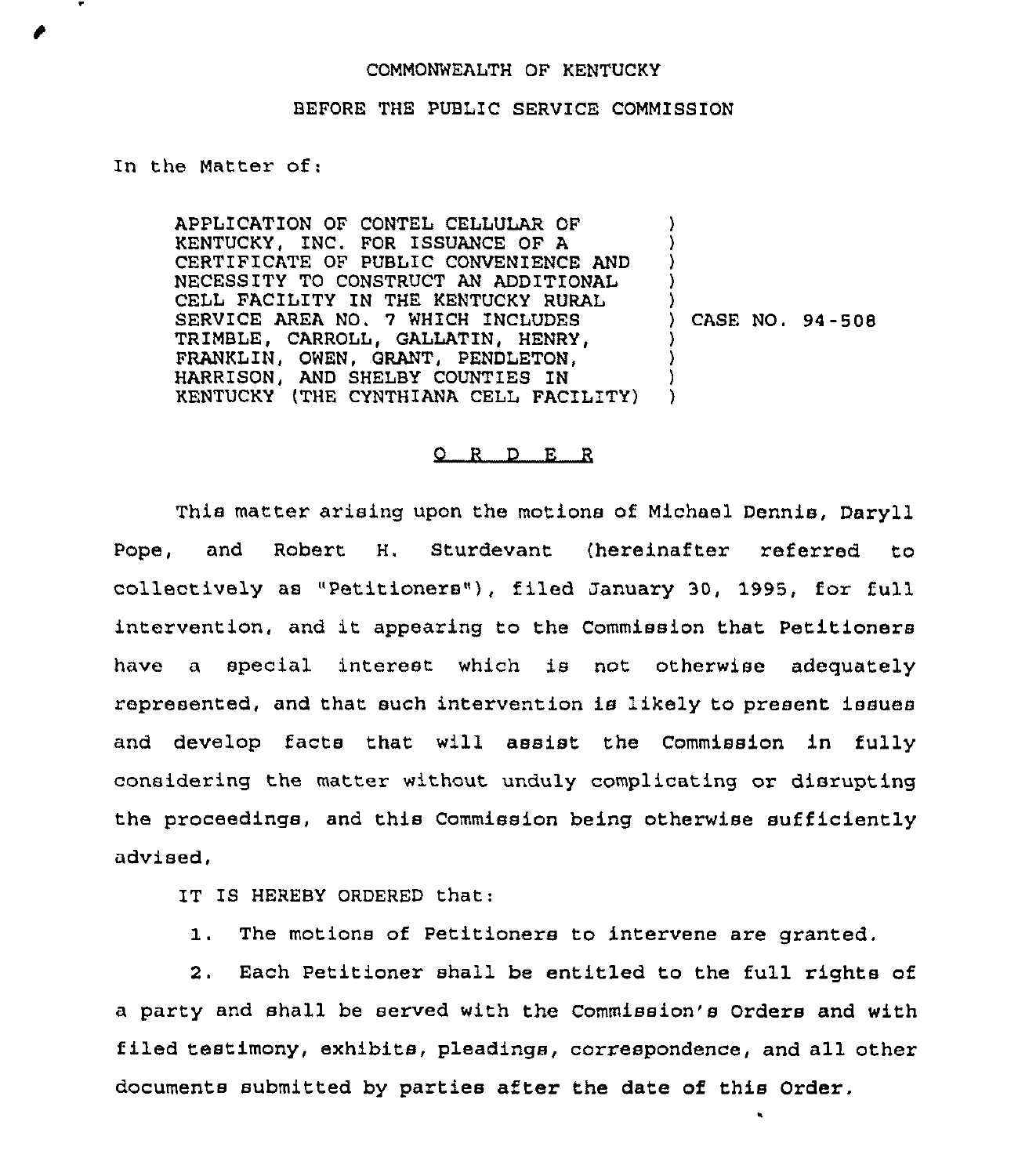COMMONWEALTH OF KENTUCKY

BEFORE THE PUBLIC SERVICE COMMISSION

In the Matter of:

APPLICATION OF CONTEL CELLULAR OF KENTUCKY, INC. FOR ISSUANCE OF A CERTIFICATE OF PUBLIC CONVENIENCE AND NECESSITY TO CONSTRUCT AN ADDITIONAL CELL FACILITY IN THE KENTUCKY RURAL SERVICE AREA NO. 7 WHICH INCLUDES TRIMBLE, CARROLL, GALLATIN, HENRY, FRANKLIN, OWEN, GRANT, PENDLETON, HARRISON, AND SHELBY COUNTIES IN KENTUCKY (THE CYNTHIANA CELL FACILITY) ) CASE NO. 94-508

O R D E R

This matter arising upon the motions of Michael Dennis, Daryll Pope, and Robert H. Sturdevant (hereinafter referred to collectively as "Petitioners"), filed January 30, 1995, for full intervention, and it appearing to the Commission that Petitioners have a special interest which is not otherwise adequately represented, and that such intervention is likely to present issues and develop facts that will assist the Commission in fully considering the matter without unduly complicating or disrupting the proceedings, and this Commission being otherwise sufficiently advised,

IT IS HEREBY ORDERED that:

1. The motions of Petitioners to intervene are granted.

2. Each Petitioner shall be entitled to the full rights of a party and shall be served with the Commission's Orders and with filed testimony, exhibits, pleadings, correspondence, and all other documents submitted by parties after the date of this Order.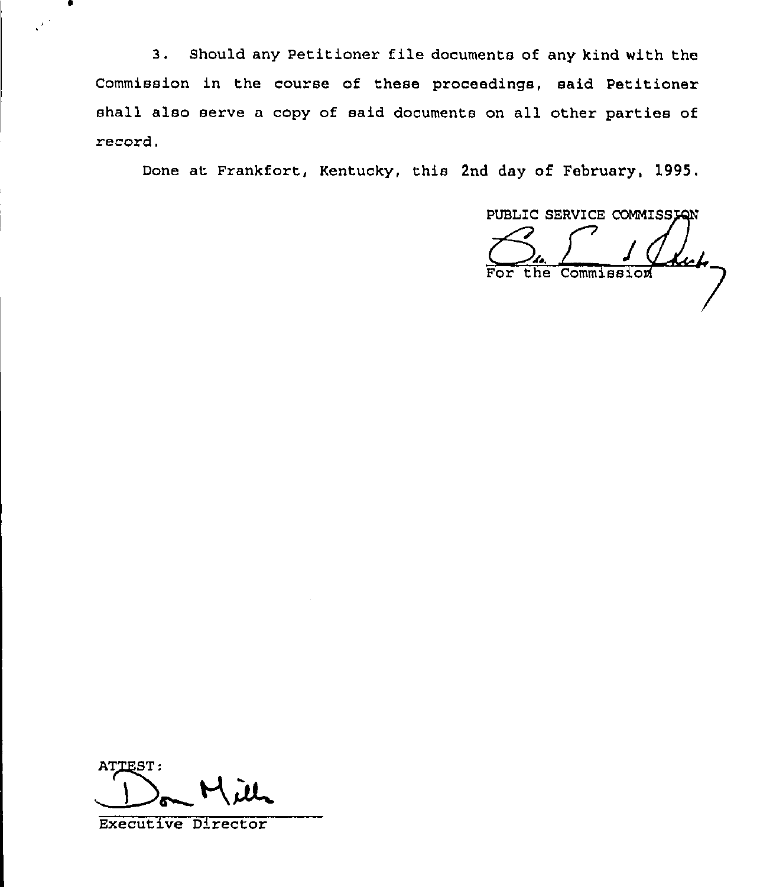3. Should any Petitioner file documents of any kind with the Commission in the course of these proceedings, said Petitioner shall also serve a copy of said documents on all other parties of record.

Done at Frankfort, Kentucky, this 2nd day of February, 1995.

PUBLIC SERVICE COMMISSION

For the Commission

ATTEST:

Executive Director